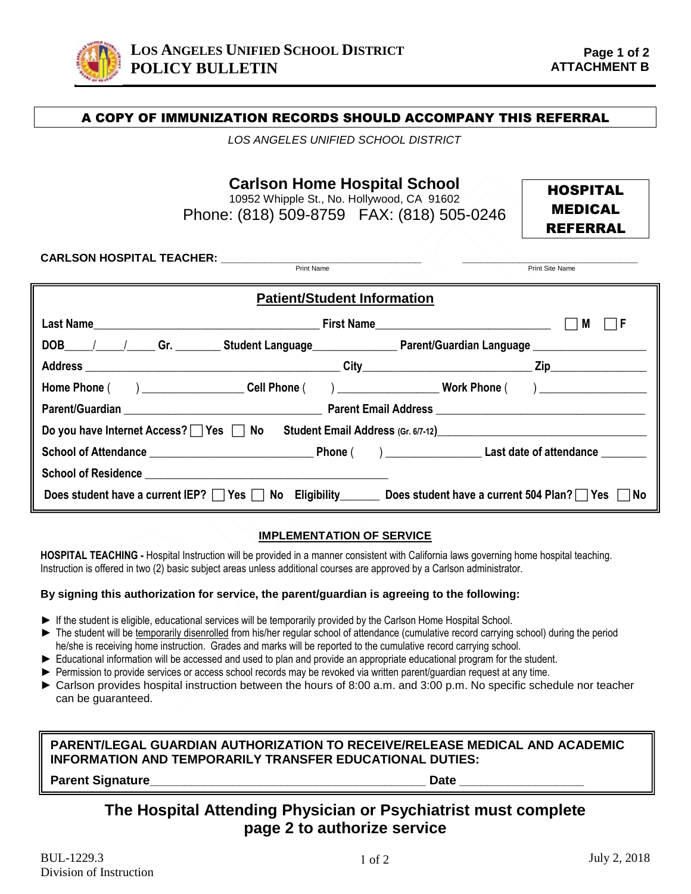**A COPY OF IMMUNIZATION RECORDS SHOULD ACCOMPANY THIS REFERRAL**

*LOS ANGELES UNIFIED SCHOOL DISTRICT*

# Carlson Home Hospital School

10952 Whipple St., No. Hollywood, CA 91602

Phone: (818) 509-8759 FAX: (818) 505-0246

**HOSPITAL MEDICAL REFERRAL**

**CARLSON HOSPITAL TEACHER:** ______________________________ ______________________________
Print Name Print Site Name

## Patient/Student Information

**Last Name**______________________________ **First Name**______________________________ ☐ **M** ☐ **F**

**DOB**____/____/_____ **Gr.** ________ **Student Language**______________ **Parent/Guardian Language** ______________

**Address** ______________________________ **City**______________________________ **Zip**______________

**Home Phone** ( ) ________________ **Cell Phone** ( ) ________________ **Work Phone** ( ) ________________

**Parent/Guardian** ______________________________ **Parent Email Address** ______________________________

**Do you have Internet Access?** ☐ **Yes** ☐ **No** **Student Email Address (Gr. 6/7-12)**______________________________

**School of Attendance** ______________________________ **Phone** ( ) ______________ **Last date of attendance** ________

**School of Residence** ______________________________

**Does student have a current IEP?** ☐ **Yes** ☐ **No** **Eligibility**_______ **Does student have a current 504 Plan?** ☐ **Yes** ☐ **No**

### IMPLEMENTATION OF SERVICE

**HOSPITAL TEACHING -** Hospital Instruction will be provided in a manner consistent with California laws governing home hospital teaching. Instruction is offered in two (2) basic subject areas unless additional courses are approved by a Carlson administrator.

**By signing this authorization for service, the parent/guardian is agreeing to the following:**

- ► If the student is eligible, educational services will be temporarily provided by the Carlson Home Hospital School.
- ► The student will be temporarily disenrolled from his/her regular school of attendance (cumulative record carrying school) during the period he/she is receiving home instruction. Grades and marks will be reported to the cumulative record carrying school.
- ► Educational information will be accessed and used to plan and provide an appropriate educational program for the student.
- ► Permission to provide services or access school records may be revoked via written parent/guardian request at any time.
- ► Carlson provides hospital instruction between the hours of 8:00 a.m. and 3:00 p.m. No specific schedule nor teacher can be guaranteed.

**PARENT/LEGAL GUARDIAN AUTHORIZATION TO RECEIVE/RELEASE MEDICAL AND ACADEMIC INFORMATION AND TEMPORARILY TRANSFER EDUCATIONAL DUTIES:**

**Parent Signature**______________________________ **Date** ______________

## The Hospital Attending Physician or Psychiatrist must complete page 2 to authorize service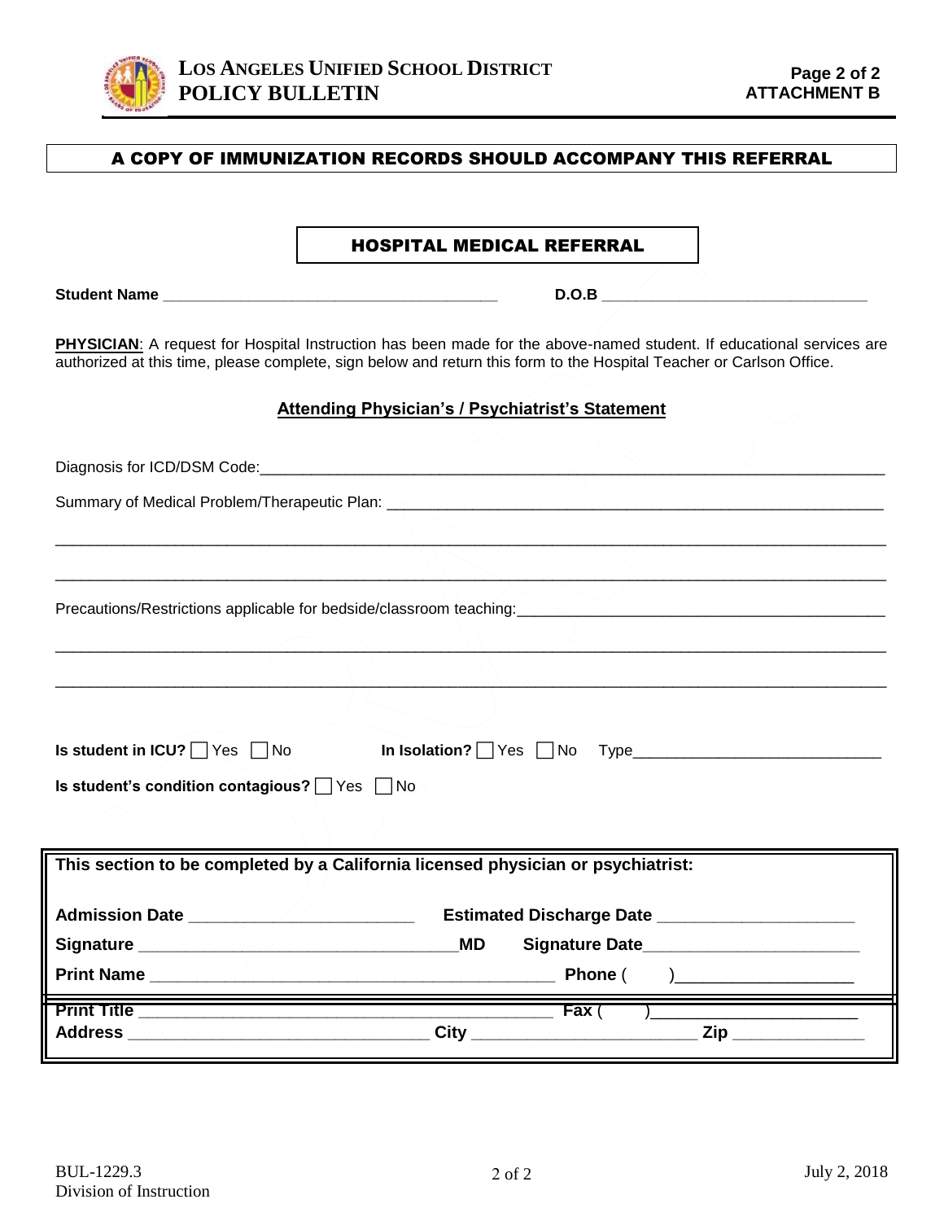**A COPY OF IMMUNIZATION RECORDS SHOULD ACCOMPANY THIS REFERRAL**

## HOSPITAL MEDICAL REFERRAL

**Student Name** ________________________________________ **D.O.B** _______________________________

**PHYSICIAN**: A request for Hospital Instruction has been made for the above-named student. If educational services are authorized at this time, please complete, sign below and return this form to the Hospital Teacher or Carlson Office.

### Attending Physician's / Psychiatrist's Statement

Diagnosis for ICD/DSM Code:___________________________________________________________________________

Summary of Medical Problem/Therapeutic Plan: ___________________________________________________________

_____________________________________________________________________________________________

_____________________________________________________________________________________________

Precautions/Restrictions applicable for bedside/classroom teaching:____________________________________________

_____________________________________________________________________________________________

_____________________________________________________________________________________________

**Is student in ICU?** ☐ Yes ☐ No **In Isolation?** ☐ Yes ☐ No Type____________________________

**Is student's condition contagious?** ☐ Yes ☐ No

**This section to be completed by a California licensed physician or psychiatrist:**

**Admission Date** ________________________ **Estimated Discharge Date** ____________________

**Signature** __________________________________**MD** **Signature Date**_______________________

**Print Name** _____________________________________________ **Phone** ( )___________________

**Print Title** _____________________________________________ **Fax** ( )______________________

**Address** _________________________________ **City** ________________________ **Zip** ______________